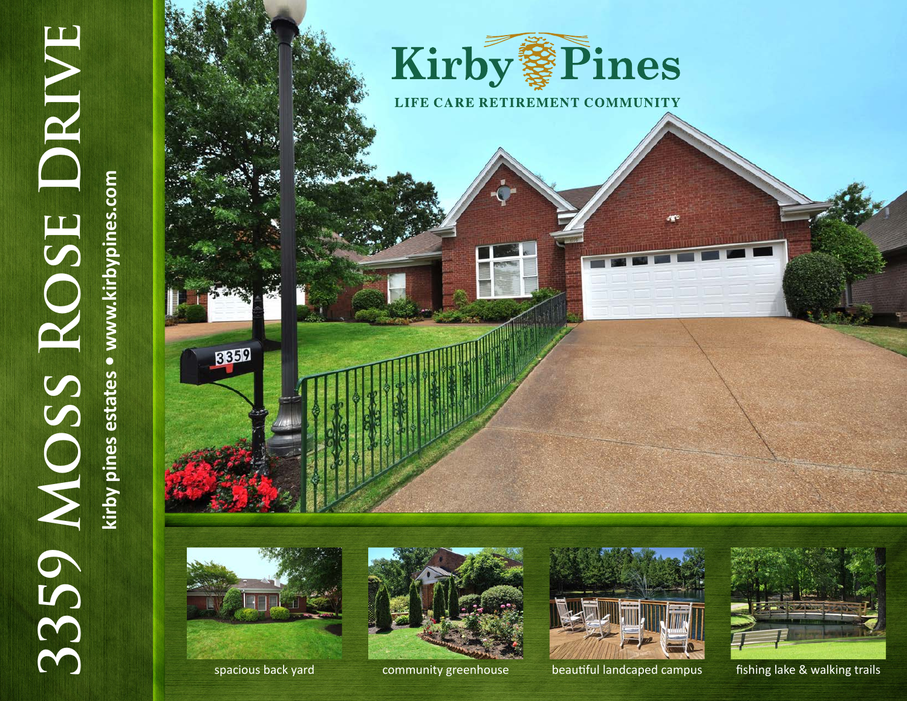# 3359 Moss Rose Drive

**kirby pines estates • www.kirbypines.com**

## Kirby Pines

LIFE CARE RETIREMENT COMMUNITY

spacious back yard

community greenhouse

beautiful landcaped campus

fishing lake & walking trails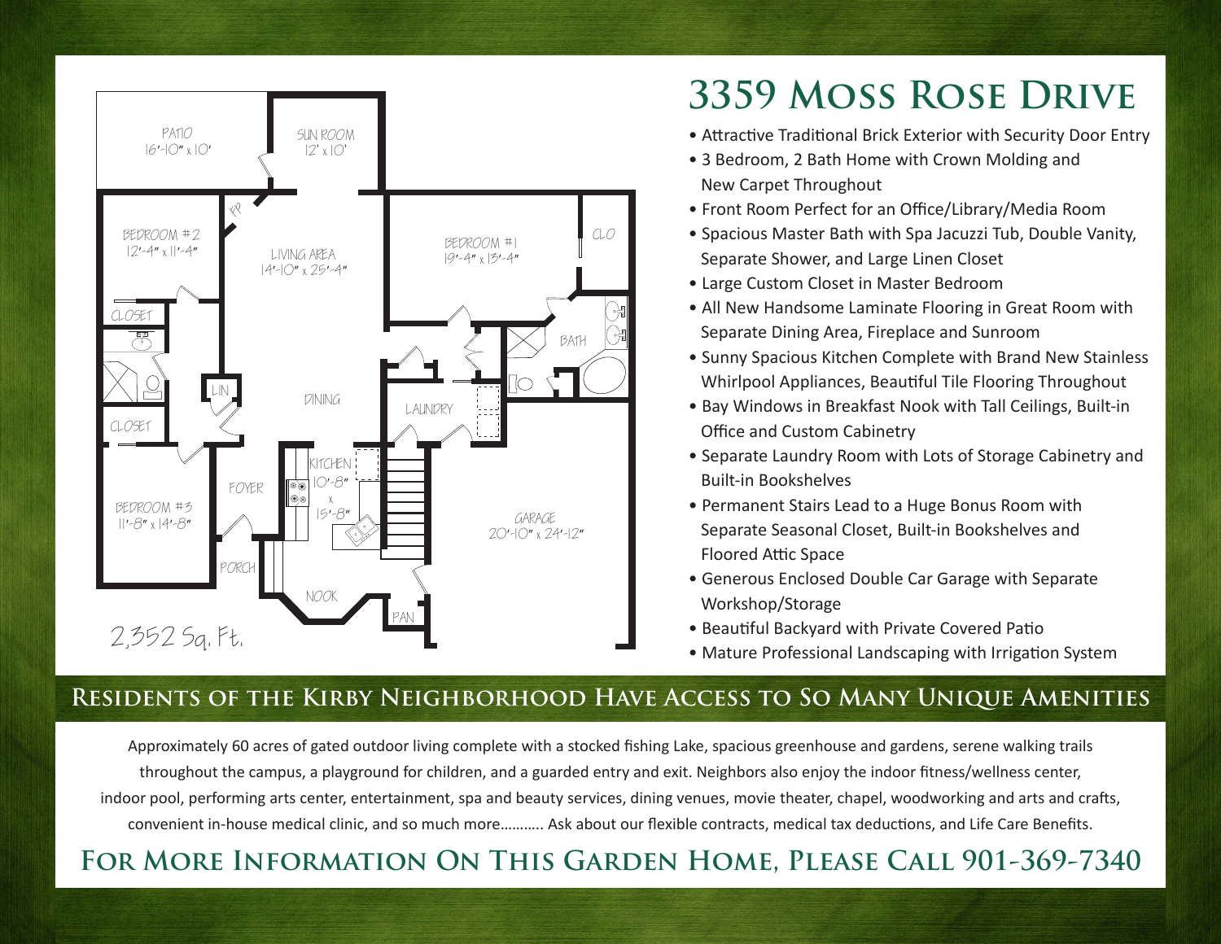PATIO
16'-10" x 10'

SUN ROOM
12' x 10'

BEDROOM #2
12'-4" x 11'-4"

LIVING AREA
14'-10" x 25'-4"

BEDROOM #1
19'-4" x 13'-4"

CLO

CLOSET

BATH

LIN

DINING

LAUNDRY

CLOSET

KITCHEN
10'-8"
x
15'-8"

FOYER

BEDROOM #3
11'-8" x 14'-8"

GARAGE
20'-10" x 24'-12"

PORCH

NOOK

PAN

2,352 Sq. Ft.

# 3359 Moss Rose Drive

- Attractive Traditional Brick Exterior with Security Door Entry
- 3 Bedroom, 2 Bath Home with Crown Molding and New Carpet Throughout
- Front Room Perfect for an Office/Library/Media Room
- Spacious Master Bath with Spa Jacuzzi Tub, Double Vanity, Separate Shower, and Large Linen Closet
- Large Custom Closet in Master Bedroom
- All New Handsome Laminate Flooring in Great Room with Separate Dining Area, Fireplace and Sunroom
- Sunny Spacious Kitchen Complete with Brand New Stainless Whirlpool Appliances, Beautiful Tile Flooring Throughout
- Bay Windows in Breakfast Nook with Tall Ceilings, Built-in Office and Custom Cabinetry
- Separate Laundry Room with Lots of Storage Cabinetry and Built-in Bookshelves
- Permanent Stairs Lead to a Huge Bonus Room with Separate Seasonal Closet, Built-in Bookshelves and Floored Attic Space
- Generous Enclosed Double Car Garage with Separate Workshop/Storage
- Beautiful Backyard with Private Covered Patio
- Mature Professional Landscaping with Irrigation System

## Residents of the Kirby Neighborhood Have Access to So Many Unique Amenities

Approximately 60 acres of gated outdoor living complete with a stocked fishing Lake, spacious greenhouse and gardens, serene walking trails throughout the campus, a playground for children, and a guarded entry and exit. Neighbors also enjoy the indoor fitness/wellness center, indoor pool, performing arts center, entertainment, spa and beauty services, dining venues, movie theater, chapel, woodworking and arts and crafts, convenient in-house medical clinic, and so much more……….. Ask about our flexible contracts, medical tax deductions, and Life Care Benefits.

## For More Information On This Garden Home, Please Call 901-369-7340